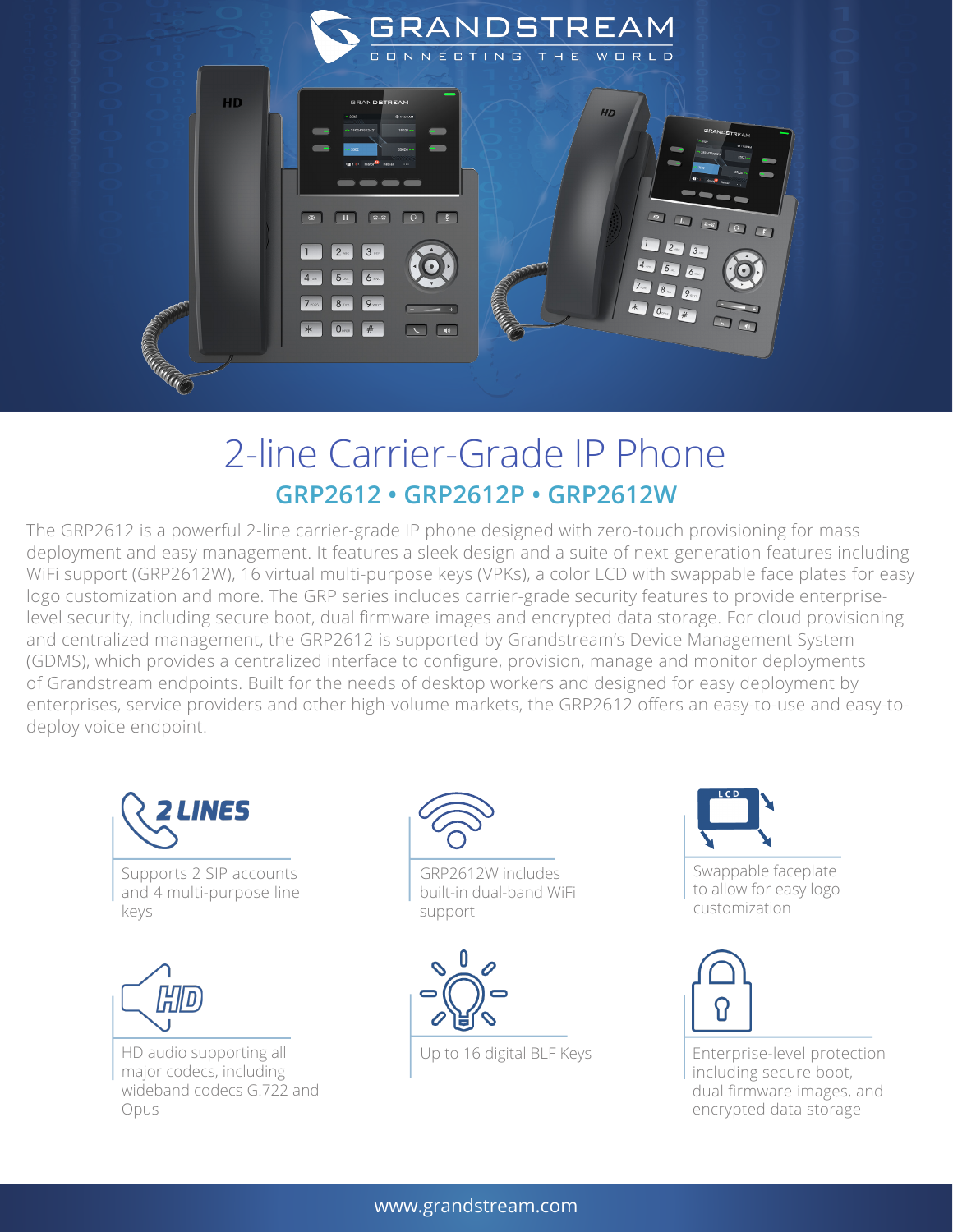# 2-line Carrier-Grade IP Phone

## GRP2612 • GRP2612P • GRP2612W

The GRP2612 is a powerful 2-line carrier-grade IP phone designed with zero-touch provisioning for mass deployment and easy management. It features a sleek design and a suite of next-generation features including WiFi support (GRP2612W), 16 virtual multi-purpose keys (VPKs), a color LCD with swappable face plates for easy logo customization and more. The GRP series includes carrier-grade security features to provide enterprise-level security, including secure boot, dual firmware images and encrypted data storage. For cloud provisioning and centralized management, the GRP2612 is supported by Grandstream's Device Management System (GDMS), which provides a centralized interface to configure, provision, manage and monitor deployments of Grandstream endpoints. Built for the needs of desktop workers and designed for easy deployment by enterprises, service providers and other high-volume markets, the GRP2612 offers an easy-to-use and easy-to-deploy voice endpoint.

**2 LINES**

Supports 2 SIP accounts and 4 multi-purpose line keys

GRP2612W includes built-in dual-band WiFi support

Swappable faceplate to allow for easy logo customization

HD audio supporting all major codecs, including wideband codecs G.722 and Opus

Up to 16 digital BLF Keys

Enterprise-level protection including secure boot, dual firmware images, and encrypted data storage

www.grandstream.com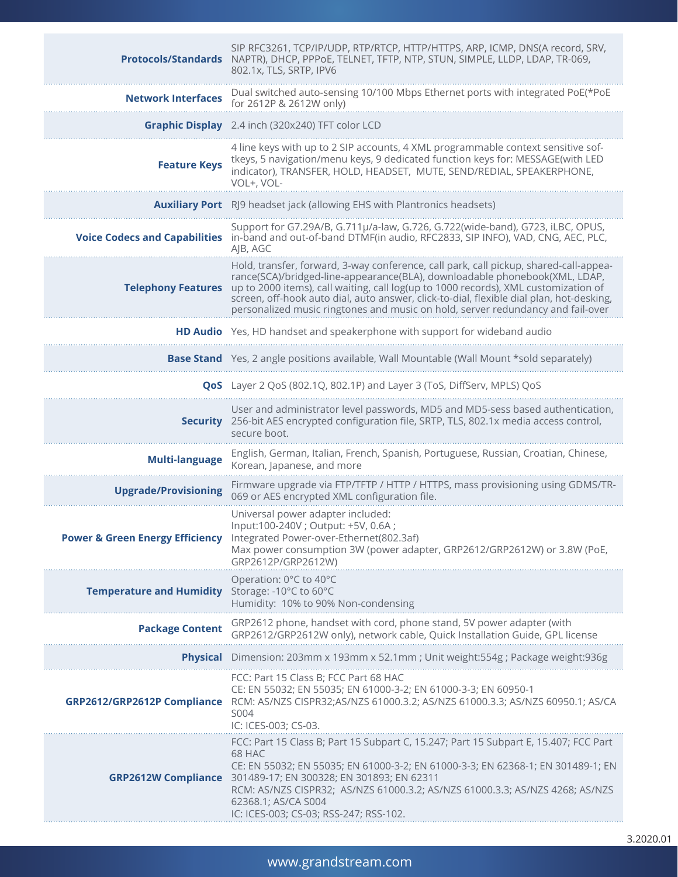| | |
|---|---|
| **Protocols/Standards** | SIP RFC3261, TCP/IP/UDP, RTP/RTCP, HTTP/HTTPS, ARP, ICMP, DNS(A record, SRV, NAPTR), DHCP, PPPoE, TELNET, TFTP, NTP, STUN, SIMPLE, LLDP, LDAP, TR-069, 802.1x, TLS, SRTP, IPV6 |
| **Network Interfaces** | Dual switched auto-sensing 10/100 Mbps Ethernet ports with integrated PoE(*PoE for 2612P & 2612W only) |
| **Graphic Display** | 2.4 inch (320x240) TFT color LCD |
| **Feature Keys** | 4 line keys with up to 2 SIP accounts, 4 XML programmable context sensitive softkeys, 5 navigation/menu keys, 9 dedicated function keys for: MESSAGE(with LED indicator), TRANSFER, HOLD, HEADSET, MUTE, SEND/REDIAL, SPEAKERPHONE, VOL+, VOL- |
| **Auxiliary Port** | RJ9 headset jack (allowing EHS with Plantronics headsets) |
| **Voice Codecs and Capabilities** | Support for G.729A/B, G.711µ/a-law, G.726, G.722(wide-band), G723, iLBC, OPUS, in-band and out-of-band DTMF(in audio, RFC2833, SIP INFO), VAD, CNG, AEC, PLC, AJB, AGC |
| **Telephony Features** | Hold, transfer, forward, 3-way conference, call park, call pickup, shared-call-appearance(SCA)/bridged-line-appearance(BLA), downloadable phonebook(XML, LDAP, up to 2000 items), call waiting, call log(up to 1000 records), XML customization of screen, off-hook auto dial, auto answer, click-to-dial, flexible dial plan, hot-desking, personalized music ringtones and music on hold, server redundancy and fail-over |
| **HD Audio** | Yes, HD handset and speakerphone with support for wideband audio |
| **Base Stand** | Yes, 2 angle positions available, Wall Mountable (Wall Mount *sold separately) |
| **QoS** | Layer 2 QoS (802.1Q, 802.1P) and Layer 3 (ToS, DiffServ, MPLS) QoS |
| **Security** | User and administrator level passwords, MD5 and MD5-sess based authentication, 256-bit AES encrypted configuration file, SRTP, TLS, 802.1x media access control, secure boot. |
| **Multi-language** | English, German, Italian, French, Spanish, Portuguese, Russian, Croatian, Chinese, Korean, Japanese, and more |
| **Upgrade/Provisioning** | Firmware upgrade via FTP/TFTP / HTTP / HTTPS, mass provisioning using GDMS/TR-069 or AES encrypted XML configuration file. |
| **Power & Green Energy Efficiency** | Universal power adapter included:<br>Input:100-240V ; Output: +5V, 0.6A ;<br>Integrated Power-over-Ethernet(802.3af)<br>Max power consumption 3W (power adapter, GRP2612/GRP2612W) or 3.8W (PoE, GRP2612P/GRP2612W) |
| **Temperature and Humidity** | Operation: 0°C to 40°C<br>Storage: -10°C to 60°C<br>Humidity: 10% to 90% Non-condensing |
| **Package Content** | GRP2612 phone, handset with cord, phone stand, 5V power adapter (with GRP2612/GRP2612W only), network cable, Quick Installation Guide, GPL license |
| **Physical** | Dimension: 203mm x 193mm x 52.1mm ; Unit weight:554g ; Package weight:936g |
| **GRP2612/GRP2612P Compliance** | FCC: Part 15 Class B; FCC Part 68 HAC<br>CE: EN 55032; EN 55035; EN 61000-3-2; EN 61000-3-3; EN 60950-1<br>RCM: AS/NZS CISPR32;AS/NZS 61000.3.2; AS/NZS 61000.3.3; AS/NZS 60950.1; AS/CA S004<br>IC: ICES-003; CS-03. |
| **GRP2612W Compliance** | FCC: Part 15 Class B; Part 15 Subpart C, 15.247; Part 15 Subpart E, 15.407; FCC Part 68 HAC<br>CE: EN 55032; EN 55035; EN 61000-3-2; EN 61000-3-3; EN 62368-1; EN 301489-1; EN 301489-17; EN 300328; EN 301893; EN 62311<br>RCM: AS/NZS CISPR32; AS/NZS 61000.3.2; AS/NZS 61000.3.3; AS/NZS 4268; AS/NZS 62368.1; AS/CA S004<br>IC: ICES-003; CS-03; RSS-247; RSS-102. |

3.2020.01

www.grandstream.com